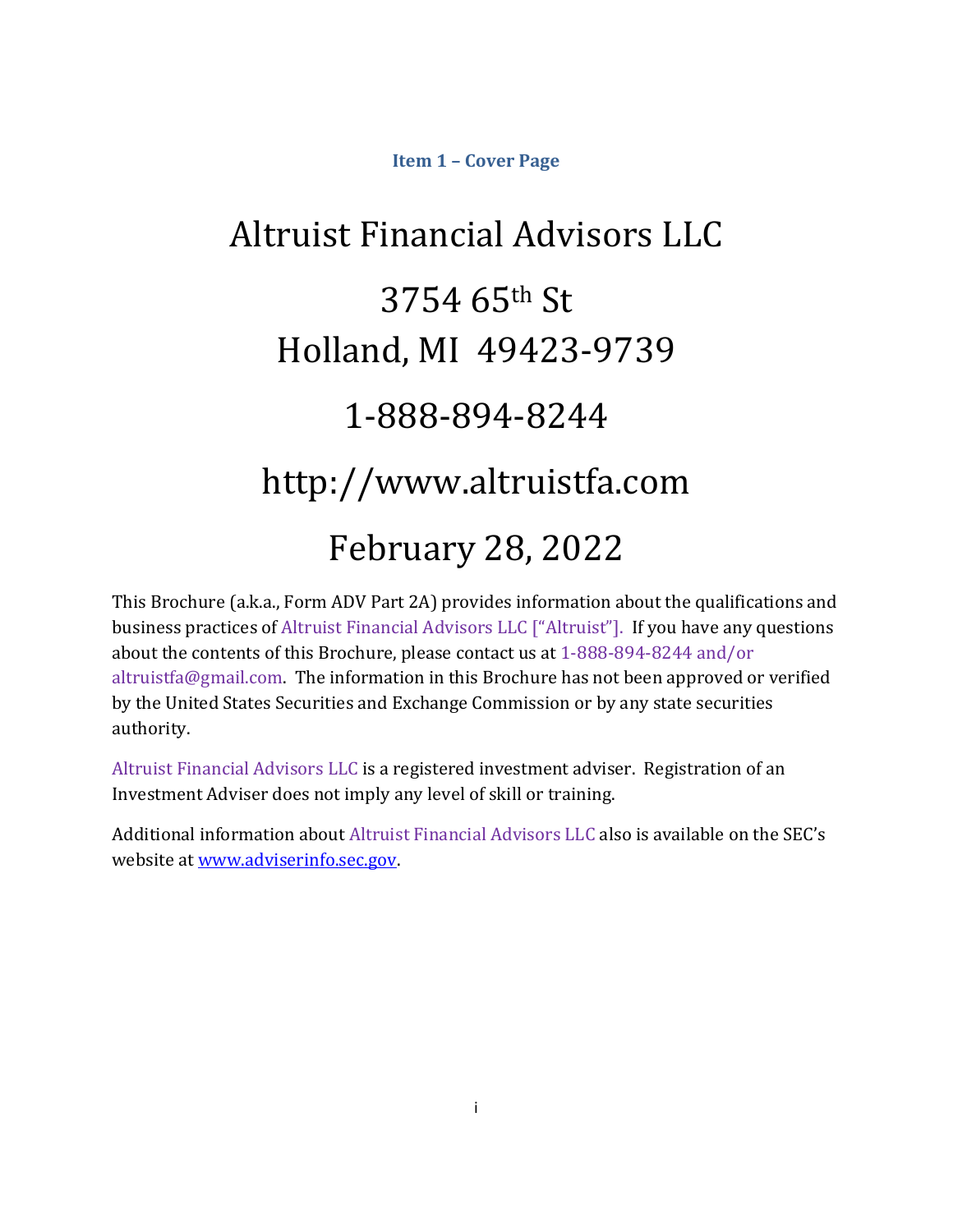### Item 1 – Cover Page

# Altruist Financial Advisors LLC

## 3754 65th St
## Holland, MI 49423-9739

## 1-888-894-8244

## http://www.altruistfa.com

## February 28, 2022

This Brochure (a.k.a., Form ADV Part 2A) provides information about the qualifications and business practices of Altruist Financial Advisors LLC ["Altruist"]. If you have any questions about the contents of this Brochure, please contact us at 1-888-894-8244 and/or altruistfa@gmail.com. The information in this Brochure has not been approved or verified by the United States Securities and Exchange Commission or by any state securities authority.

Altruist Financial Advisors LLC is a registered investment adviser. Registration of an Investment Adviser does not imply any level of skill or training.

Additional information about Altruist Financial Advisors LLC also is available on the SEC's website at www.adviserinfo.sec.gov.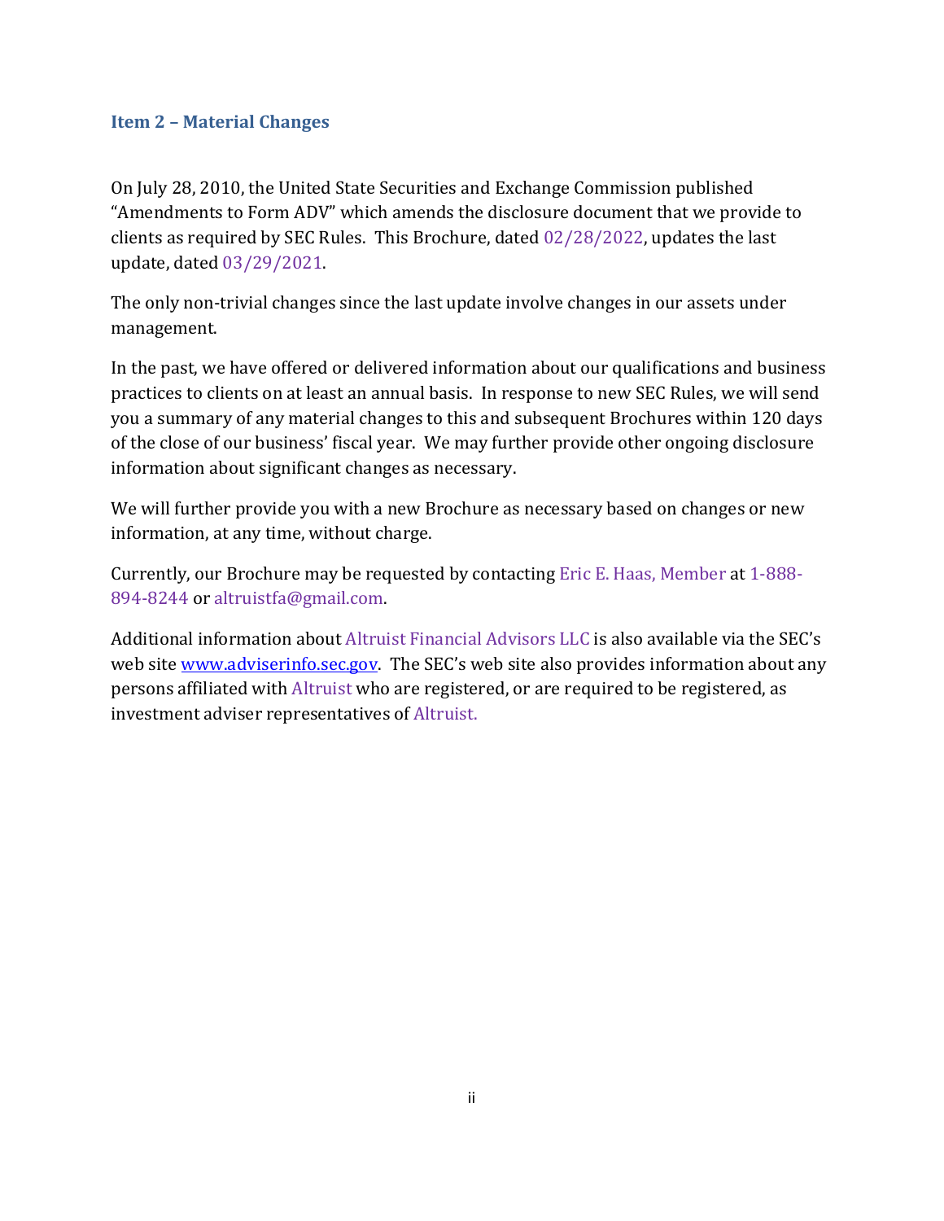## Item 2 – Material Changes

On July 28, 2010, the United State Securities and Exchange Commission published "Amendments to Form ADV" which amends the disclosure document that we provide to clients as required by SEC Rules. This Brochure, dated 02/28/2022, updates the last update, dated 03/29/2021.

The only non-trivial changes since the last update involve changes in our assets under management.

In the past, we have offered or delivered information about our qualifications and business practices to clients on at least an annual basis. In response to new SEC Rules, we will send you a summary of any material changes to this and subsequent Brochures within 120 days of the close of our business' fiscal year. We may further provide other ongoing disclosure information about significant changes as necessary.

We will further provide you with a new Brochure as necessary based on changes or new information, at any time, without charge.

Currently, our Brochure may be requested by contacting Eric E. Haas, Member at 1-888-894-8244 or altruistfa@gmail.com.

Additional information about Altruist Financial Advisors LLC is also available via the SEC's web site www.adviserinfo.sec.gov. The SEC's web site also provides information about any persons affiliated with Altruist who are registered, or are required to be registered, as investment adviser representatives of Altruist.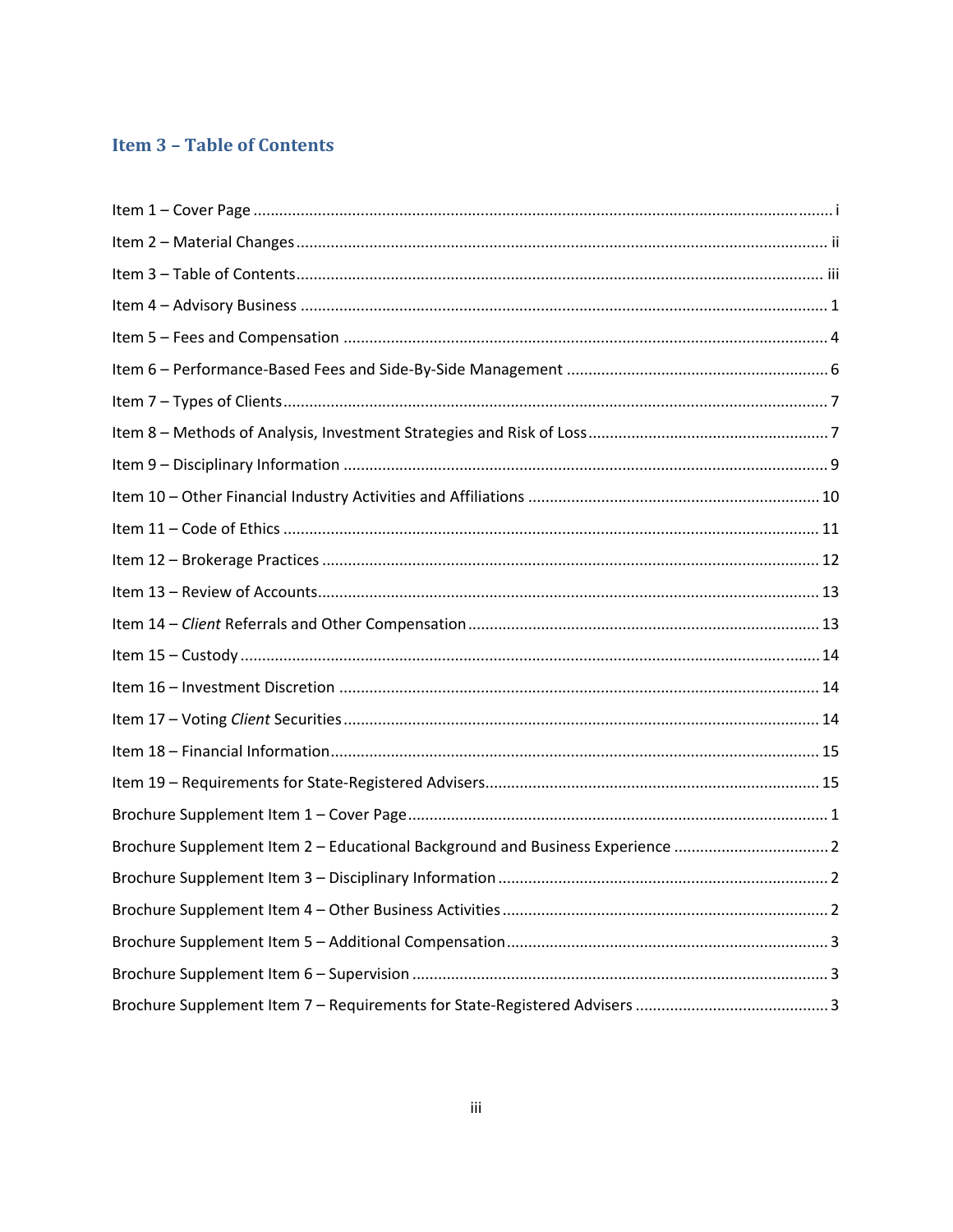## Item 3 – Table of Contents

Item 1 – Cover Page ........................................................................................................................ i

Item 2 – Material Changes ........................................................................................................... ii

Item 3 – Table of Contents ........................................................................................................... iii

Item 4 – Advisory Business ........................................................................................................... 1

Item 5 – Fees and Compensation .................................................................................................. 4

Item 6 – Performance-Based Fees and Side-By-Side Management .............................................. 6

Item 7 – Types of Clients ............................................................................................................... 7

Item 8 – Methods of Analysis, Investment Strategies and Risk of Loss .......................................... 7

Item 9 – Disciplinary Information .................................................................................................. 9

Item 10 – Other Financial Industry Activities and Affiliations ...................................................... 10

Item 11 – Code of Ethics .............................................................................................................. 11

Item 12 – Brokerage Practices ...................................................................................................... 12

Item 13 – Review of Accounts ....................................................................................................... 13

Item 14 – *Client* Referrals and Other Compensation ................................................................... 13

Item 15 – Custody ........................................................................................................................ 14

Item 16 – Investment Discretion .................................................................................................. 14

Item 17 – Voting *Client* Securities ................................................................................................ 14

Item 18 – Financial Information ................................................................................................... 15

Item 19 – Requirements for State-Registered Advisers ................................................................ 15

Brochure Supplement Item 1 – Cover Page ................................................................................... 1

Brochure Supplement Item 2 – Educational Background and Business Experience ...................... 2

Brochure Supplement Item 3 – Disciplinary Information .............................................................. 2

Brochure Supplement Item 4 – Other Business Activities ............................................................. 2

Brochure Supplement Item 5 – Additional Compensation ............................................................ 3

Brochure Supplement Item 6 – Supervision .................................................................................. 3

Brochure Supplement Item 7 – Requirements for State-Registered Advisers ............................... 3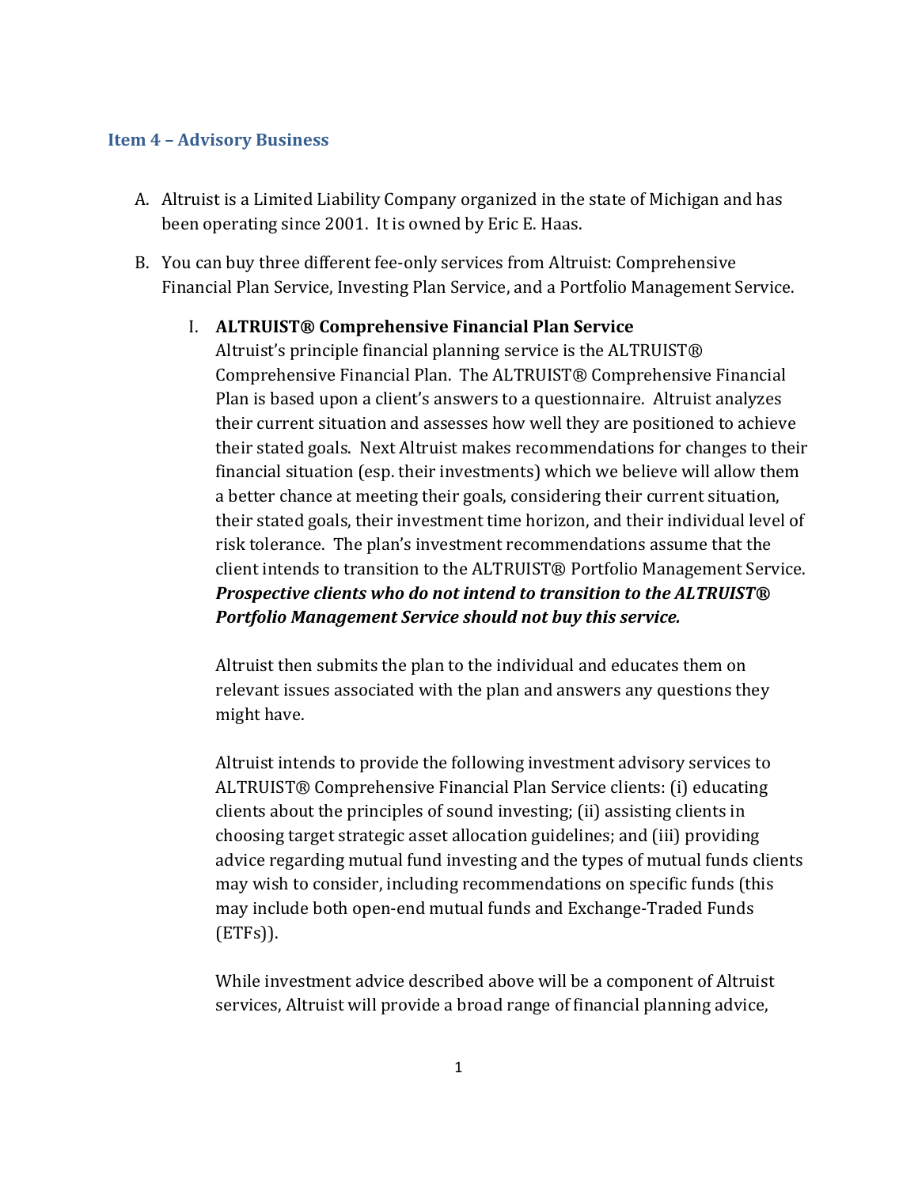## Item 4 – Advisory Business

A. Altruist is a Limited Liability Company organized in the state of Michigan and has been operating since 2001. It is owned by Eric E. Haas.

B. You can buy three different fee-only services from Altruist: Comprehensive Financial Plan Service, Investing Plan Service, and a Portfolio Management Service.

   I. **ALTRUIST® Comprehensive Financial Plan Service**
   Altruist's principle financial planning service is the ALTRUIST® Comprehensive Financial Plan. The ALTRUIST® Comprehensive Financial Plan is based upon a client's answers to a questionnaire. Altruist analyzes their current situation and assesses how well they are positioned to achieve their stated goals. Next Altruist makes recommendations for changes to their financial situation (esp. their investments) which we believe will allow them a better chance at meeting their goals, considering their current situation, their stated goals, their investment time horizon, and their individual level of risk tolerance. The plan's investment recommendations assume that the client intends to transition to the ALTRUIST® Portfolio Management Service. ***Prospective clients who do not intend to transition to the ALTRUIST® Portfolio Management Service should not buy this service.***

   Altruist then submits the plan to the individual and educates them on relevant issues associated with the plan and answers any questions they might have.

   Altruist intends to provide the following investment advisory services to ALTRUIST® Comprehensive Financial Plan Service clients: (i) educating clients about the principles of sound investing; (ii) assisting clients in choosing target strategic asset allocation guidelines; and (iii) providing advice regarding mutual fund investing and the types of mutual funds clients may wish to consider, including recommendations on specific funds (this may include both open-end mutual funds and Exchange-Traded Funds (ETFs)).

   While investment advice described above will be a component of Altruist services, Altruist will provide a broad range of financial planning advice,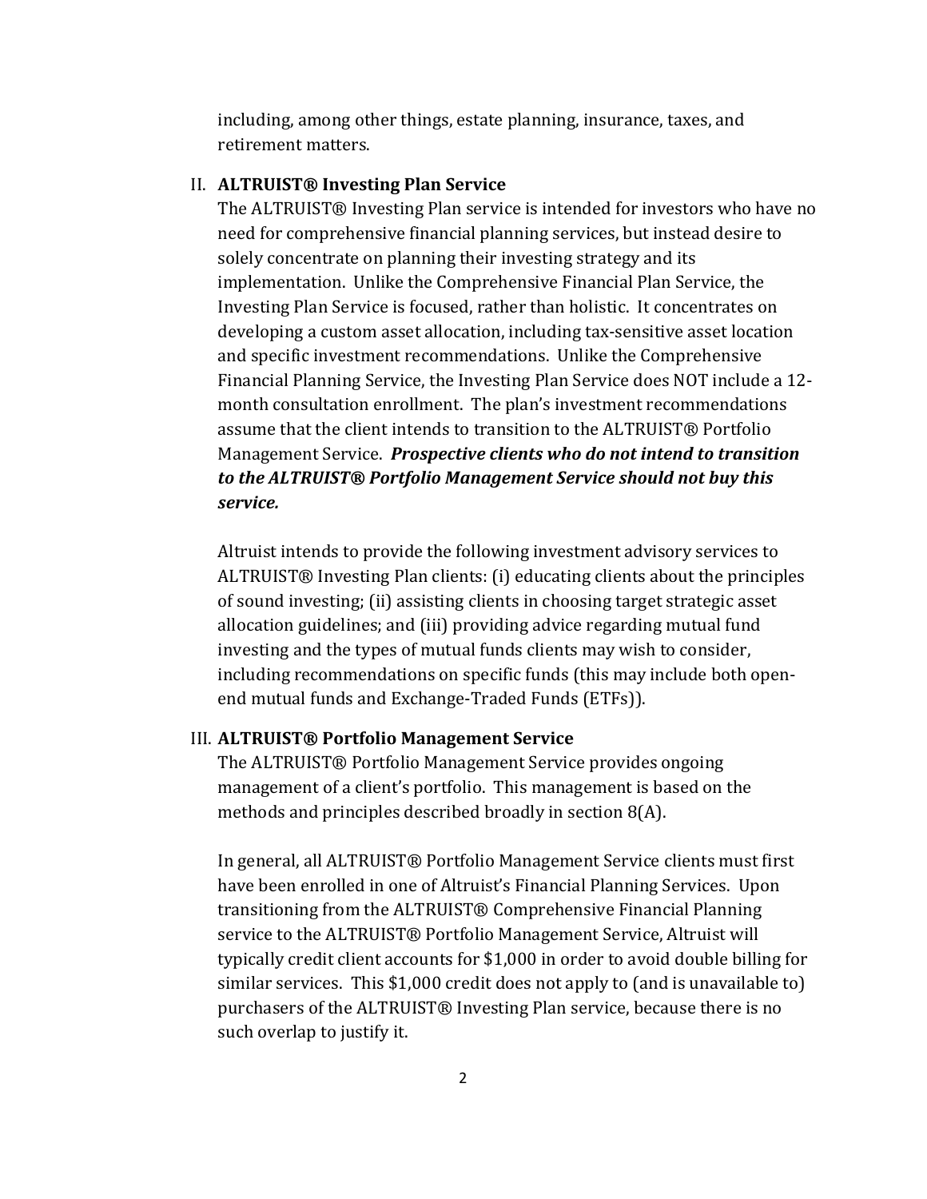including, among other things, estate planning, insurance, taxes, and retirement matters.

II. **ALTRUIST® Investing Plan Service**

The ALTRUIST® Investing Plan service is intended for investors who have no need for comprehensive financial planning services, but instead desire to solely concentrate on planning their investing strategy and its implementation. Unlike the Comprehensive Financial Plan Service, the Investing Plan Service is focused, rather than holistic. It concentrates on developing a custom asset allocation, including tax-sensitive asset location and specific investment recommendations. Unlike the Comprehensive Financial Planning Service, the Investing Plan Service does NOT include a 12-month consultation enrollment. The plan's investment recommendations assume that the client intends to transition to the ALTRUIST® Portfolio Management Service. ***Prospective clients who do not intend to transition to the ALTRUIST® Portfolio Management Service should not buy this service.***

Altruist intends to provide the following investment advisory services to ALTRUIST® Investing Plan clients: (i) educating clients about the principles of sound investing; (ii) assisting clients in choosing target strategic asset allocation guidelines; and (iii) providing advice regarding mutual fund investing and the types of mutual funds clients may wish to consider, including recommendations on specific funds (this may include both open-end mutual funds and Exchange-Traded Funds (ETFs)).

III. **ALTRUIST® Portfolio Management Service**

The ALTRUIST® Portfolio Management Service provides ongoing management of a client's portfolio. This management is based on the methods and principles described broadly in section 8(A).

In general, all ALTRUIST® Portfolio Management Service clients must first have been enrolled in one of Altruist's Financial Planning Services. Upon transitioning from the ALTRUIST® Comprehensive Financial Planning service to the ALTRUIST® Portfolio Management Service, Altruist will typically credit client accounts for $1,000 in order to avoid double billing for similar services. This $1,000 credit does not apply to (and is unavailable to) purchasers of the ALTRUIST® Investing Plan service, because there is no such overlap to justify it.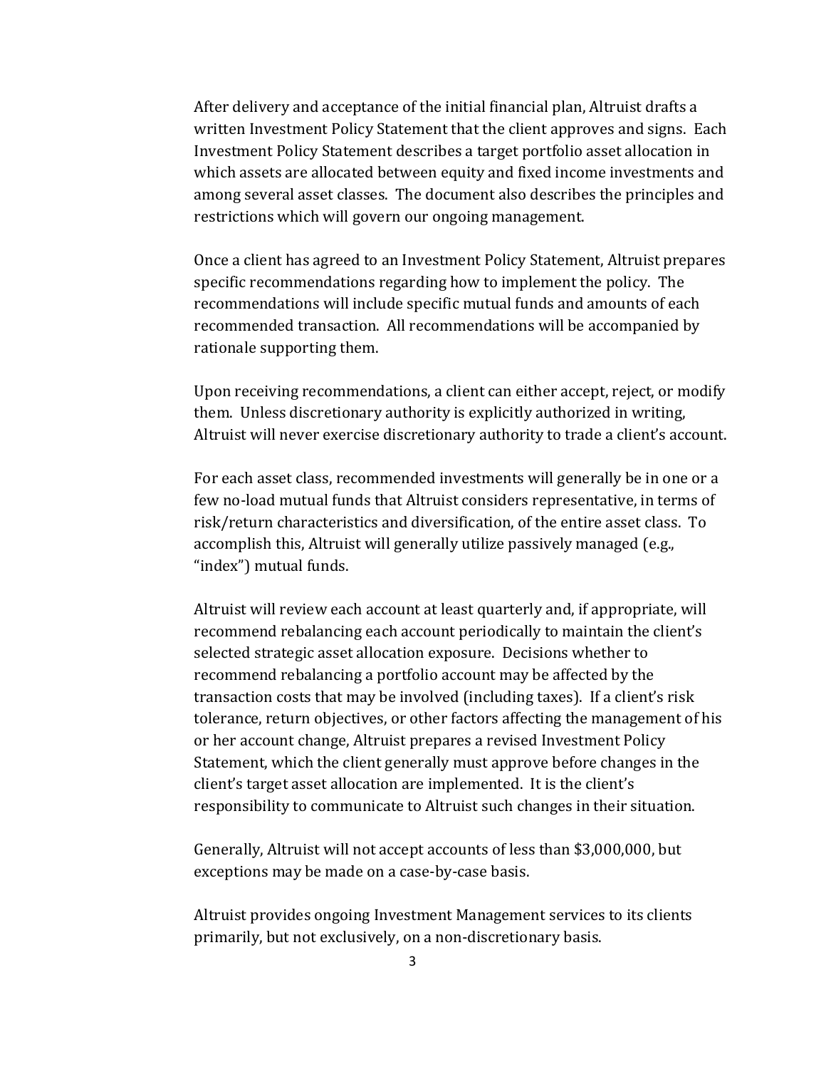After delivery and acceptance of the initial financial plan, Altruist drafts a written Investment Policy Statement that the client approves and signs. Each Investment Policy Statement describes a target portfolio asset allocation in which assets are allocated between equity and fixed income investments and among several asset classes. The document also describes the principles and restrictions which will govern our ongoing management.

Once a client has agreed to an Investment Policy Statement, Altruist prepares specific recommendations regarding how to implement the policy. The recommendations will include specific mutual funds and amounts of each recommended transaction. All recommendations will be accompanied by rationale supporting them.

Upon receiving recommendations, a client can either accept, reject, or modify them. Unless discretionary authority is explicitly authorized in writing, Altruist will never exercise discretionary authority to trade a client's account.

For each asset class, recommended investments will generally be in one or a few no-load mutual funds that Altruist considers representative, in terms of risk/return characteristics and diversification, of the entire asset class. To accomplish this, Altruist will generally utilize passively managed (e.g., "index") mutual funds.

Altruist will review each account at least quarterly and, if appropriate, will recommend rebalancing each account periodically to maintain the client's selected strategic asset allocation exposure. Decisions whether to recommend rebalancing a portfolio account may be affected by the transaction costs that may be involved (including taxes). If a client's risk tolerance, return objectives, or other factors affecting the management of his or her account change, Altruist prepares a revised Investment Policy Statement, which the client generally must approve before changes in the client's target asset allocation are implemented. It is the client's responsibility to communicate to Altruist such changes in their situation.

Generally, Altruist will not accept accounts of less than $3,000,000, but exceptions may be made on a case-by-case basis.

Altruist provides ongoing Investment Management services to its clients primarily, but not exclusively, on a non-discretionary basis.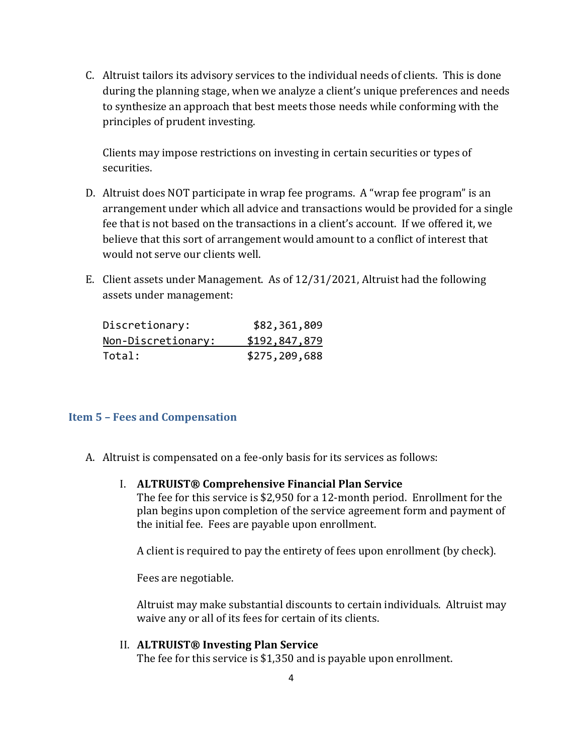C. Altruist tailors its advisory services to the individual needs of clients. This is done during the planning stage, when we analyze a client's unique preferences and needs to synthesize an approach that best meets those needs while conforming with the principles of prudent investing.

   Clients may impose restrictions on investing in certain securities or types of securities.

D. Altruist does NOT participate in wrap fee programs. A "wrap fee program" is an arrangement under which all advice and transactions would be provided for a single fee that is not based on the transactions in a client's account. If we offered it, we believe that this sort of arrangement would amount to a conflict of interest that would not serve our clients well.

E. Client assets under Management. As of 12/31/2021, Altruist had the following assets under management:

| | |
|---|---:|
| Discretionary: | $82,361,809 |
| Non-Discretionary: | $192,847,879 |
| Total: | $275,209,688 |

## Item 5 – Fees and Compensation

A. Altruist is compensated on a fee-only basis for its services as follows:

   I. **ALTRUIST® Comprehensive Financial Plan Service**
   The fee for this service is $2,950 for a 12-month period. Enrollment for the plan begins upon completion of the service agreement form and payment of the initial fee. Fees are payable upon enrollment.

   A client is required to pay the entirety of fees upon enrollment (by check).

   Fees are negotiable.

   Altruist may make substantial discounts to certain individuals. Altruist may waive any or all of its fees for certain of its clients.

   II. **ALTRUIST® Investing Plan Service**
   The fee for this service is $1,350 and is payable upon enrollment.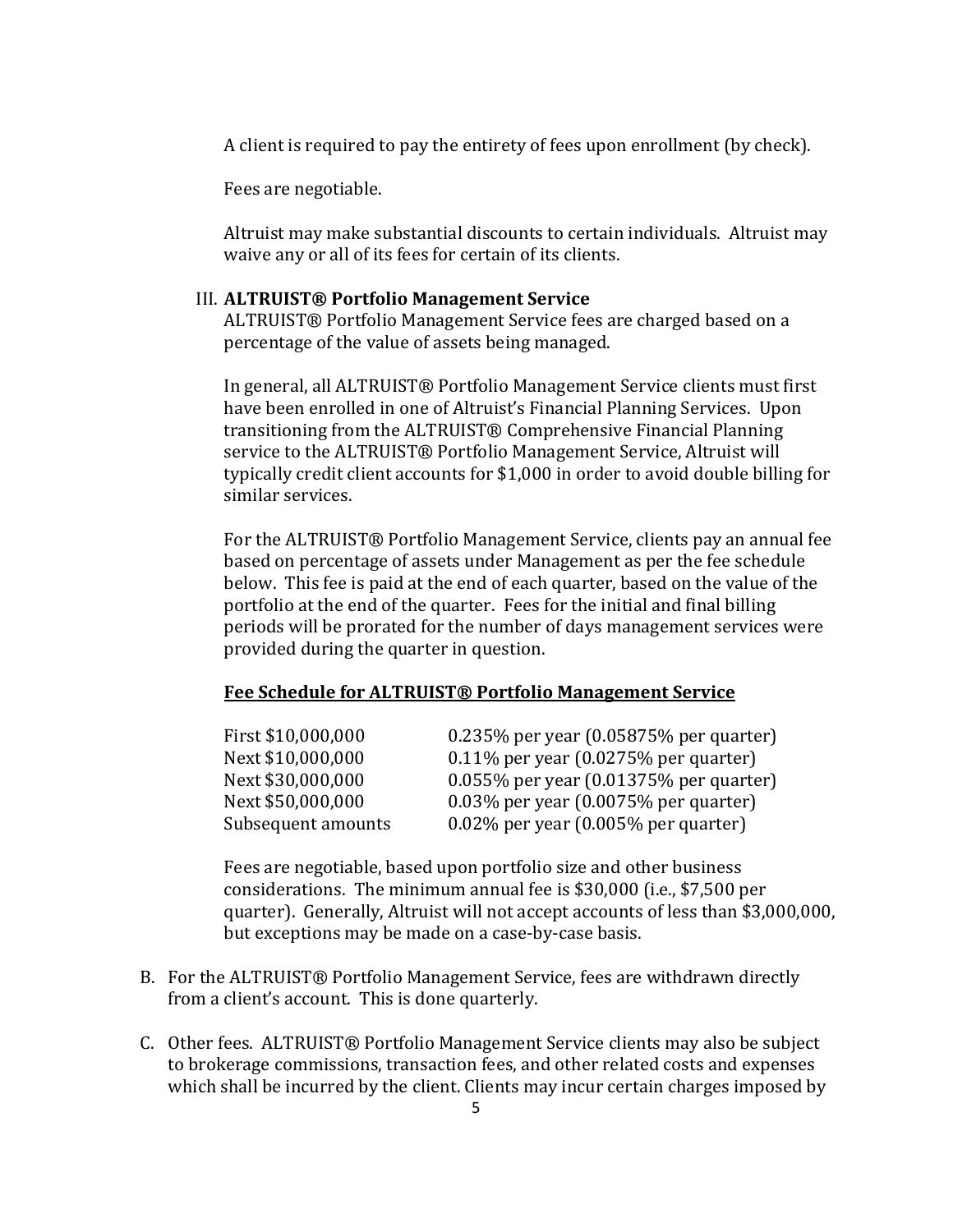A client is required to pay the entirety of fees upon enrollment (by check).

Fees are negotiable.

Altruist may make substantial discounts to certain individuals. Altruist may waive any or all of its fees for certain of its clients.

III. **ALTRUIST® Portfolio Management Service**

ALTRUIST® Portfolio Management Service fees are charged based on a percentage of the value of assets being managed.

In general, all ALTRUIST® Portfolio Management Service clients must first have been enrolled in one of Altruist's Financial Planning Services. Upon transitioning from the ALTRUIST® Comprehensive Financial Planning service to the ALTRUIST® Portfolio Management Service, Altruist will typically credit client accounts for $1,000 in order to avoid double billing for similar services.

For the ALTRUIST® Portfolio Management Service, clients pay an annual fee based on percentage of assets under Management as per the fee schedule below. This fee is paid at the end of each quarter, based on the value of the portfolio at the end of the quarter. Fees for the initial and final billing periods will be prorated for the number of days management services were provided during the quarter in question.

**Fee Schedule for ALTRUIST® Portfolio Management Service**

| | |
|---|---|
| First $10,000,000 | 0.235% per year (0.05875% per quarter) |
| Next $10,000,000 | 0.11% per year (0.0275% per quarter) |
| Next $30,000,000 | 0.055% per year (0.01375% per quarter) |
| Next $50,000,000 | 0.03% per year (0.0075% per quarter) |
| Subsequent amounts | 0.02% per year (0.005% per quarter) |

Fees are negotiable, based upon portfolio size and other business considerations. The minimum annual fee is $30,000 (i.e., $7,500 per quarter). Generally, Altruist will not accept accounts of less than $3,000,000, but exceptions may be made on a case-by-case basis.

B. For the ALTRUIST® Portfolio Management Service, fees are withdrawn directly from a client's account. This is done quarterly.

C. Other fees. ALTRUIST® Portfolio Management Service clients may also be subject to brokerage commissions, transaction fees, and other related costs and expenses which shall be incurred by the client. Clients may incur certain charges imposed by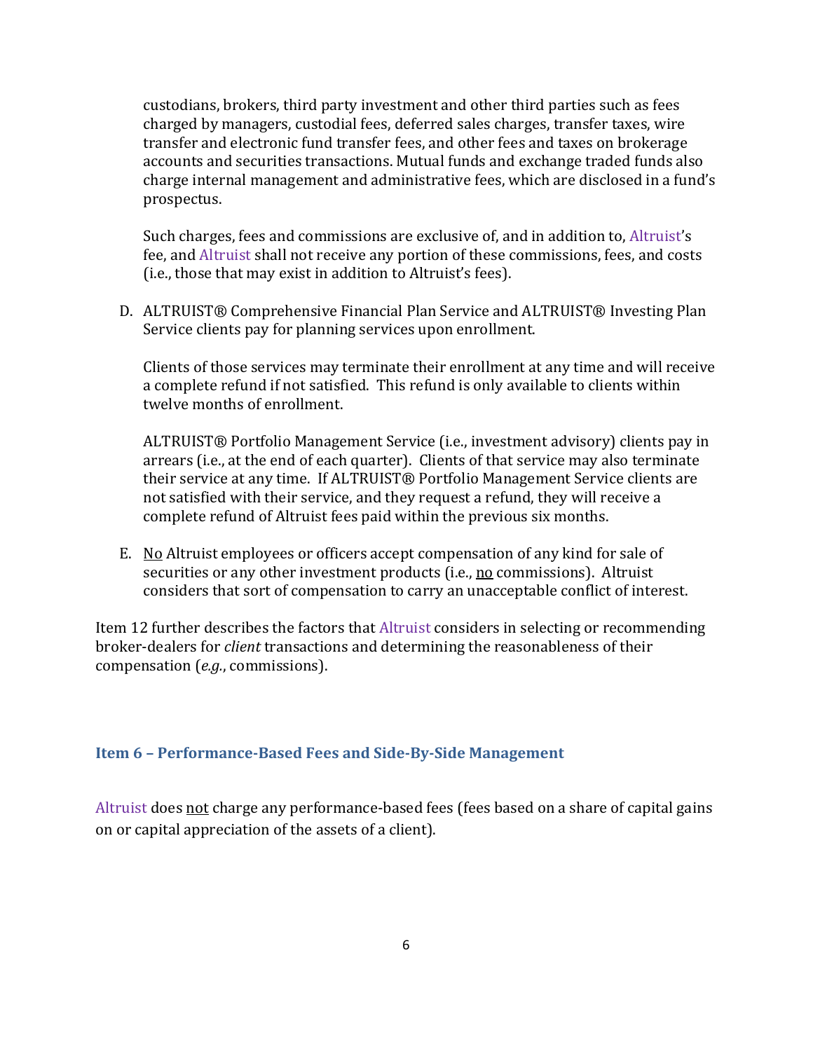custodians, brokers, third party investment and other third parties such as fees charged by managers, custodial fees, deferred sales charges, transfer taxes, wire transfer and electronic fund transfer fees, and other fees and taxes on brokerage accounts and securities transactions. Mutual funds and exchange traded funds also charge internal management and administrative fees, which are disclosed in a fund's prospectus.

Such charges, fees and commissions are exclusive of, and in addition to, Altruist's fee, and Altruist shall not receive any portion of these commissions, fees, and costs (i.e., those that may exist in addition to Altruist's fees).

D. ALTRUIST® Comprehensive Financial Plan Service and ALTRUIST® Investing Plan Service clients pay for planning services upon enrollment.

   Clients of those services may terminate their enrollment at any time and will receive a complete refund if not satisfied. This refund is only available to clients within twelve months of enrollment.

   ALTRUIST® Portfolio Management Service (i.e., investment advisory) clients pay in arrears (i.e., at the end of each quarter). Clients of that service may also terminate their service at any time. If ALTRUIST® Portfolio Management Service clients are not satisfied with their service, and they request a refund, they will receive a complete refund of Altruist fees paid within the previous six months.

E. No Altruist employees or officers accept compensation of any kind for sale of securities or any other investment products (i.e., no commissions). Altruist considers that sort of compensation to carry an unacceptable conflict of interest.

Item 12 further describes the factors that Altruist considers in selecting or recommending broker-dealers for *client* transactions and determining the reasonableness of their compensation (*e.g.*, commissions).

## Item 6 – Performance-Based Fees and Side-By-Side Management

Altruist does not charge any performance-based fees (fees based on a share of capital gains on or capital appreciation of the assets of a client).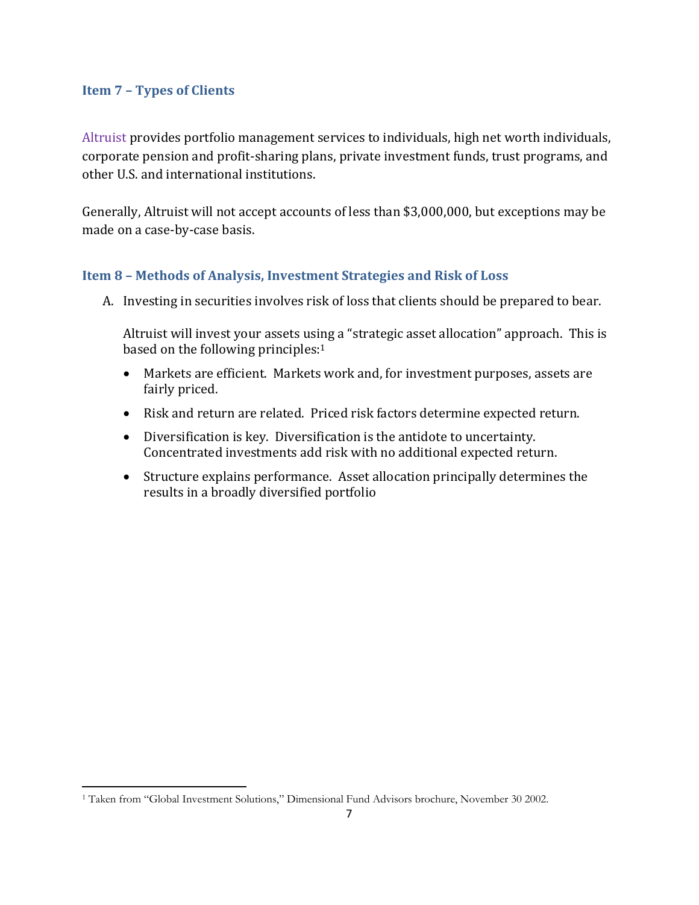## Item 7 – Types of Clients

Altruist provides portfolio management services to individuals, high net worth individuals, corporate pension and profit-sharing plans, private investment funds, trust programs, and other U.S. and international institutions.

Generally, Altruist will not accept accounts of less than $3,000,000, but exceptions may be made on a case-by-case basis.

## Item 8 – Methods of Analysis, Investment Strategies and Risk of Loss

A. Investing in securities involves risk of loss that clients should be prepared to bear.

   Altruist will invest your assets using a "strategic asset allocation" approach. This is based on the following principles:[1]

   - Markets are efficient. Markets work and, for investment purposes, assets are fairly priced.
   - Risk and return are related. Priced risk factors determine expected return.
   - Diversification is key. Diversification is the antidote to uncertainty. Concentrated investments add risk with no additional expected return.
   - Structure explains performance. Asset allocation principally determines the results in a broadly diversified portfolio

[1] Taken from "Global Investment Solutions," Dimensional Fund Advisors brochure, November 30 2002.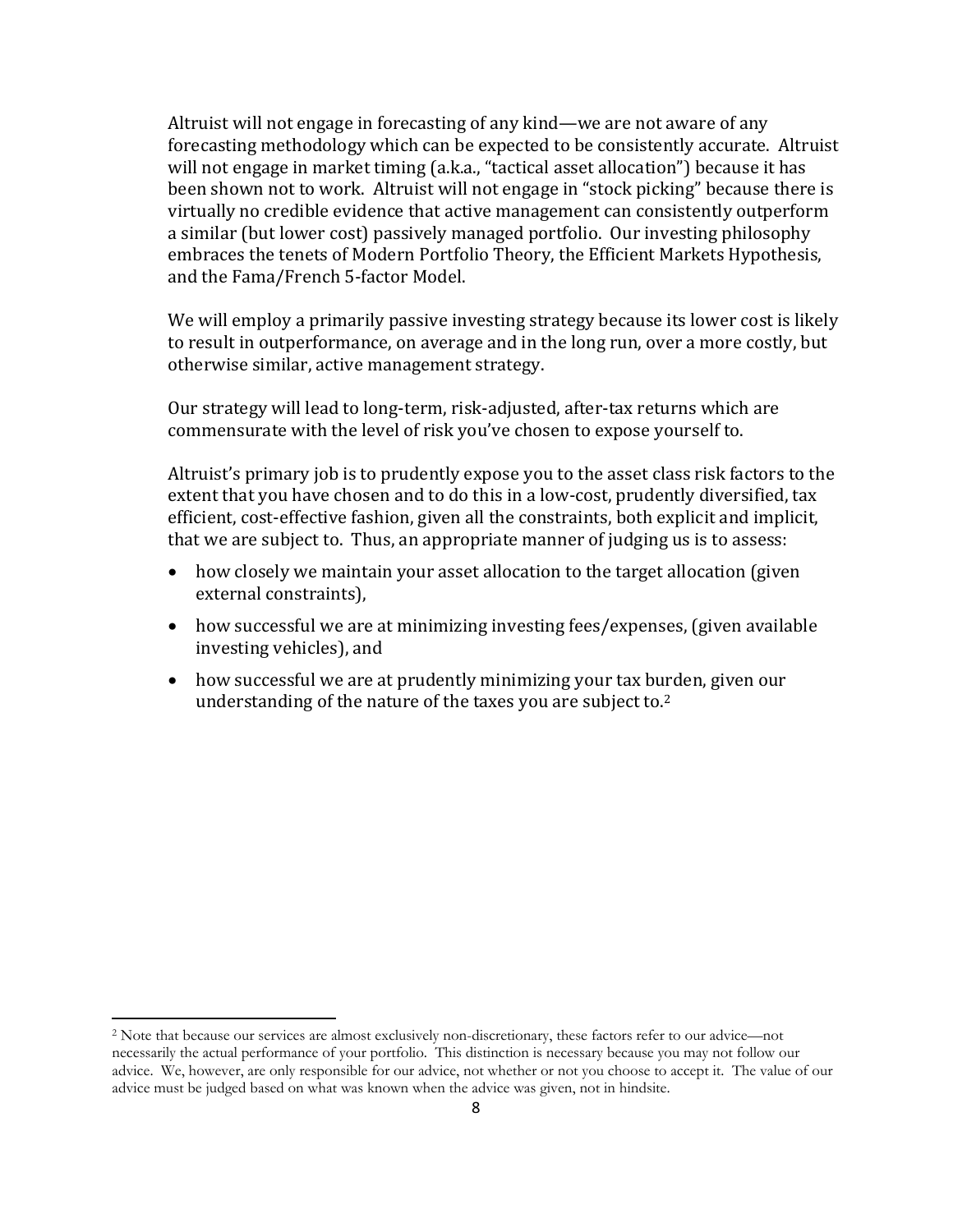Altruist will not engage in forecasting of any kind—we are not aware of any forecasting methodology which can be expected to be consistently accurate. Altruist will not engage in market timing (a.k.a., "tactical asset allocation") because it has been shown not to work. Altruist will not engage in "stock picking" because there is virtually no credible evidence that active management can consistently outperform a similar (but lower cost) passively managed portfolio. Our investing philosophy embraces the tenets of Modern Portfolio Theory, the Efficient Markets Hypothesis, and the Fama/French 5-factor Model.

We will employ a primarily passive investing strategy because its lower cost is likely to result in outperformance, on average and in the long run, over a more costly, but otherwise similar, active management strategy.

Our strategy will lead to long-term, risk-adjusted, after-tax returns which are commensurate with the level of risk you've chosen to expose yourself to.

Altruist's primary job is to prudently expose you to the asset class risk factors to the extent that you have chosen and to do this in a low-cost, prudently diversified, tax efficient, cost-effective fashion, given all the constraints, both explicit and implicit, that we are subject to. Thus, an appropriate manner of judging us is to assess:

- how closely we maintain your asset allocation to the target allocation (given external constraints),
- how successful we are at minimizing investing fees/expenses, (given available investing vehicles), and
- how successful we are at prudently minimizing your tax burden, given our understanding of the nature of the taxes you are subject to.[2]

[2] Note that because our services are almost exclusively non-discretionary, these factors refer to our advice—not necessarily the actual performance of your portfolio. This distinction is necessary because you may not follow our advice. We, however, are only responsible for our advice, not whether or not you choose to accept it. The value of our advice must be judged based on what was known when the advice was given, not in hindsite.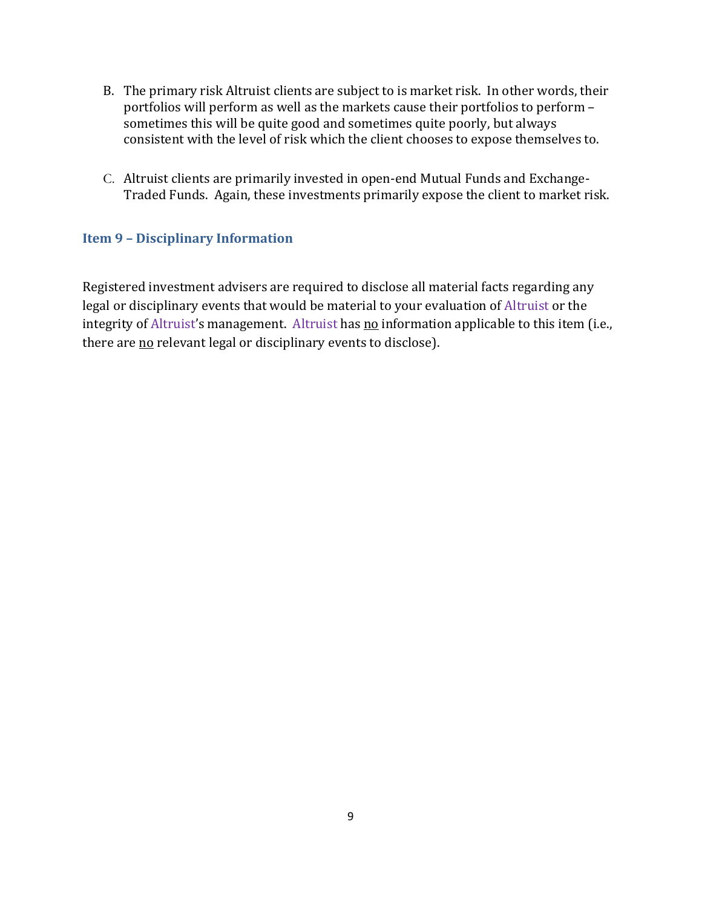B. The primary risk Altruist clients are subject to is market risk. In other words, their portfolios will perform as well as the markets cause their portfolios to perform – sometimes this will be quite good and sometimes quite poorly, but always consistent with the level of risk which the client chooses to expose themselves to.

C. Altruist clients are primarily invested in open-end Mutual Funds and Exchange-Traded Funds. Again, these investments primarily expose the client to market risk.

## Item 9 – Disciplinary Information

Registered investment advisers are required to disclose all material facts regarding any legal or disciplinary events that would be material to your evaluation of Altruist or the integrity of Altruist's management. Altruist has no information applicable to this item (i.e., there are no relevant legal or disciplinary events to disclose).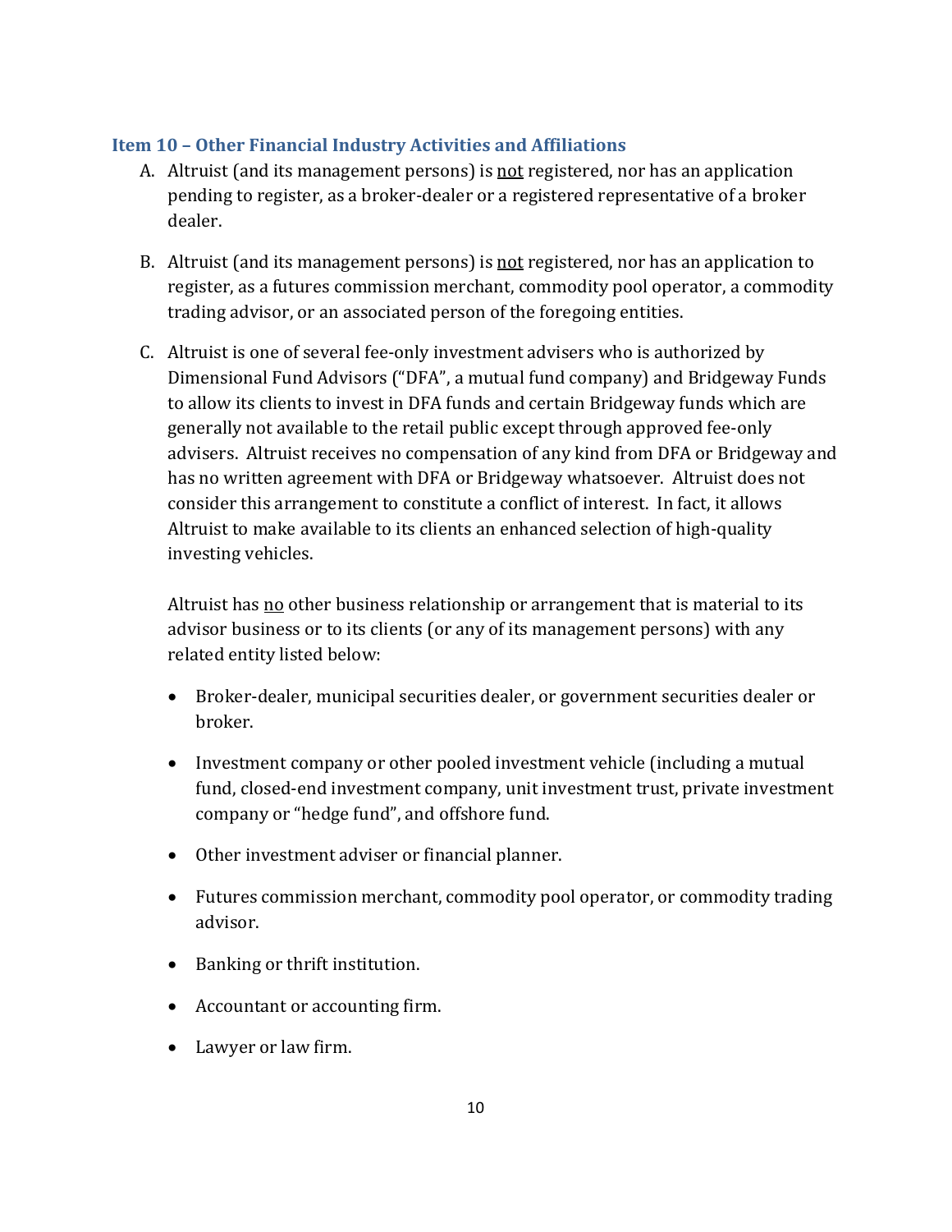## Item 10 – Other Financial Industry Activities and Affiliations

A. Altruist (and its management persons) is <u>not</u> registered, nor has an application pending to register, as a broker-dealer or a registered representative of a broker dealer.

B. Altruist (and its management persons) is <u>not</u> registered, nor has an application to register, as a futures commission merchant, commodity pool operator, a commodity trading advisor, or an associated person of the foregoing entities.

C. Altruist is one of several fee-only investment advisers who is authorized by Dimensional Fund Advisors ("DFA", a mutual fund company) and Bridgeway Funds to allow its clients to invest in DFA funds and certain Bridgeway funds which are generally not available to the retail public except through approved fee-only advisers. Altruist receives no compensation of any kind from DFA or Bridgeway and has no written agreement with DFA or Bridgeway whatsoever. Altruist does not consider this arrangement to constitute a conflict of interest. In fact, it allows Altruist to make available to its clients an enhanced selection of high-quality investing vehicles.

   Altruist has <u>no</u> other business relationship or arrangement that is material to its advisor business or to its clients (or any of its management persons) with any related entity listed below:

   - Broker-dealer, municipal securities dealer, or government securities dealer or broker.
   - Investment company or other pooled investment vehicle (including a mutual fund, closed-end investment company, unit investment trust, private investment company or "hedge fund", and offshore fund.
   - Other investment adviser or financial planner.
   - Futures commission merchant, commodity pool operator, or commodity trading advisor.
   - Banking or thrift institution.
   - Accountant or accounting firm.
   - Lawyer or law firm.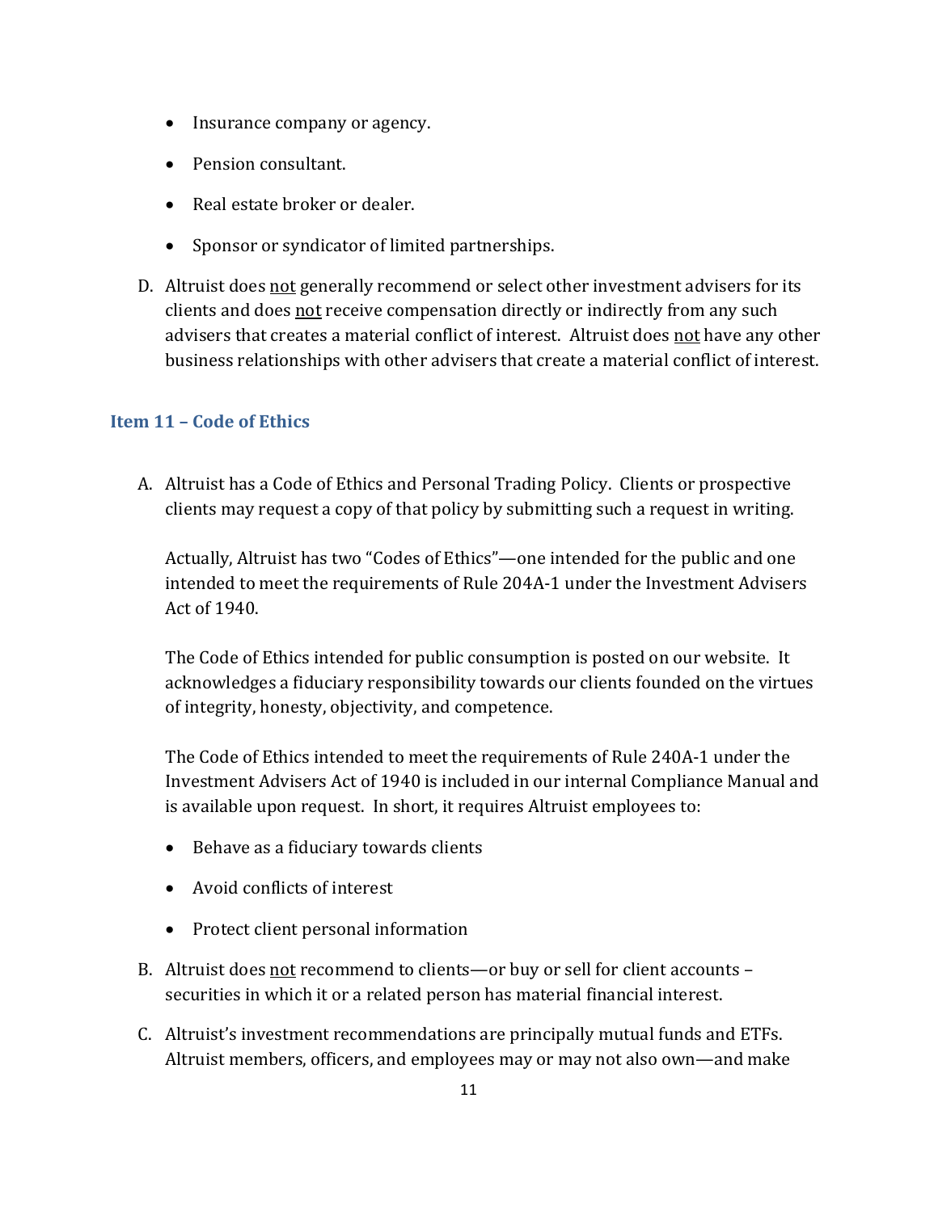- Insurance company or agency.
- Pension consultant.
- Real estate broker or dealer.
- Sponsor or syndicator of limited partnerships.

D. Altruist does not generally recommend or select other investment advisers for its clients and does not receive compensation directly or indirectly from any such advisers that creates a material conflict of interest. Altruist does not have any other business relationships with other advisers that create a material conflict of interest.

### Item 11 – Code of Ethics

A. Altruist has a Code of Ethics and Personal Trading Policy. Clients or prospective clients may request a copy of that policy by submitting such a request in writing.

Actually, Altruist has two "Codes of Ethics"—one intended for the public and one intended to meet the requirements of Rule 204A-1 under the Investment Advisers Act of 1940.

The Code of Ethics intended for public consumption is posted on our website. It acknowledges a fiduciary responsibility towards our clients founded on the virtues of integrity, honesty, objectivity, and competence.

The Code of Ethics intended to meet the requirements of Rule 240A-1 under the Investment Advisers Act of 1940 is included in our internal Compliance Manual and is available upon request. In short, it requires Altruist employees to:

- Behave as a fiduciary towards clients
- Avoid conflicts of interest
- Protect client personal information

B. Altruist does not recommend to clients—or buy or sell for client accounts – securities in which it or a related person has material financial interest.

C. Altruist's investment recommendations are principally mutual funds and ETFs. Altruist members, officers, and employees may or may not also own—and make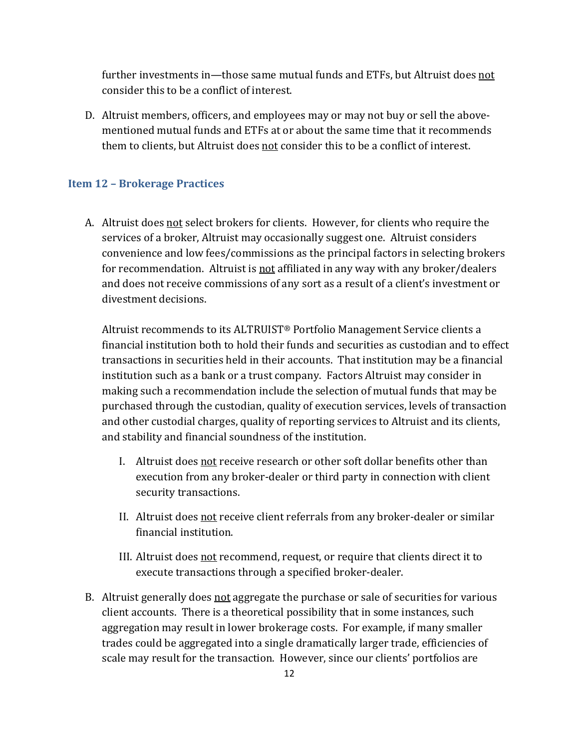further investments in—those same mutual funds and ETFs, but Altruist does <u>not</u> consider this to be a conflict of interest.

D. Altruist members, officers, and employees may or may not buy or sell the above-mentioned mutual funds and ETFs at or about the same time that it recommends them to clients, but Altruist does <u>not</u> consider this to be a conflict of interest.

### Item 12 – Brokerage Practices

A. Altruist does <u>not</u> select brokers for clients. However, for clients who require the services of a broker, Altruist may occasionally suggest one. Altruist considers convenience and low fees/commissions as the principal factors in selecting brokers for recommendation. Altruist is <u>not</u> affiliated in any way with any broker/dealers and does not receive commissions of any sort as a result of a client's investment or divestment decisions.

   Altruist recommends to its ALTRUIST® Portfolio Management Service clients a financial institution both to hold their funds and securities as custodian and to effect transactions in securities held in their accounts. That institution may be a financial institution such as a bank or a trust company. Factors Altruist may consider in making such a recommendation include the selection of mutual funds that may be purchased through the custodian, quality of execution services, levels of transaction and other custodial charges, quality of reporting services to Altruist and its clients, and stability and financial soundness of the institution.

   I. Altruist does <u>not</u> receive research or other soft dollar benefits other than execution from any broker-dealer or third party in connection with client security transactions.

   II. Altruist does <u>not</u> receive client referrals from any broker-dealer or similar financial institution.

   III. Altruist does <u>not</u> recommend, request, or require that clients direct it to execute transactions through a specified broker-dealer.

B. Altruist generally does <u>not</u> aggregate the purchase or sale of securities for various client accounts. There is a theoretical possibility that in some instances, such aggregation may result in lower brokerage costs. For example, if many smaller trades could be aggregated into a single dramatically larger trade, efficiencies of scale may result for the transaction. However, since our clients' portfolios are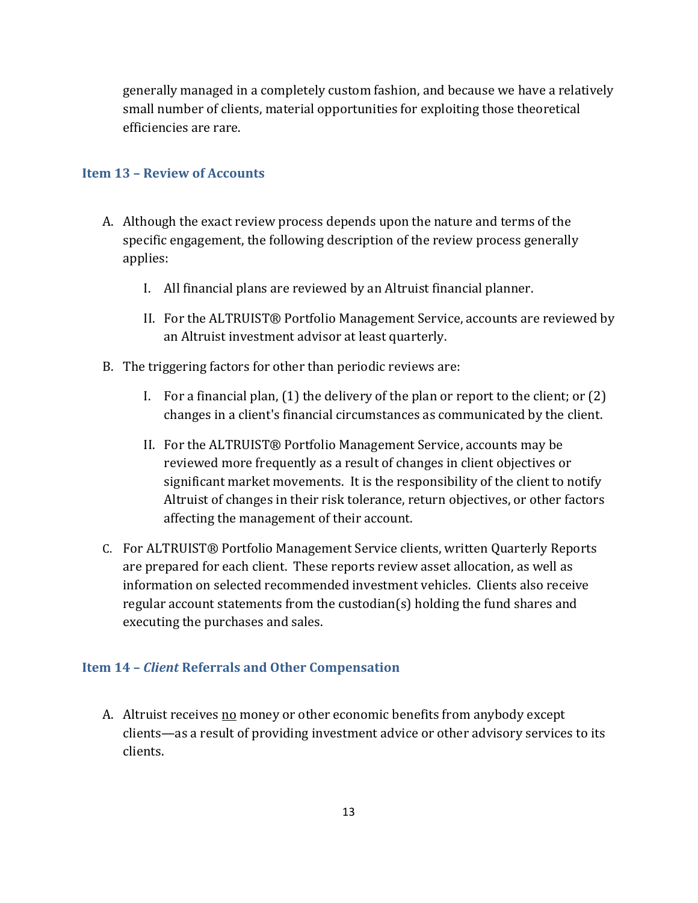generally managed in a completely custom fashion, and because we have a relatively small number of clients, material opportunities for exploiting those theoretical efficiencies are rare.

## Item 13 – Review of Accounts

A. Although the exact review process depends upon the nature and terms of the specific engagement, the following description of the review process generally applies:

   I. All financial plans are reviewed by an Altruist financial planner.

   II. For the ALTRUIST® Portfolio Management Service, accounts are reviewed by an Altruist investment advisor at least quarterly.

B. The triggering factors for other than periodic reviews are:

   I. For a financial plan, (1) the delivery of the plan or report to the client; or (2) changes in a client's financial circumstances as communicated by the client.

   II. For the ALTRUIST® Portfolio Management Service, accounts may be reviewed more frequently as a result of changes in client objectives or significant market movements. It is the responsibility of the client to notify Altruist of changes in their risk tolerance, return objectives, or other factors affecting the management of their account.

C. For ALTRUIST® Portfolio Management Service clients, written Quarterly Reports are prepared for each client. These reports review asset allocation, as well as information on selected recommended investment vehicles. Clients also receive regular account statements from the custodian(s) holding the fund shares and executing the purchases and sales.

## Item 14 – *Client* Referrals and Other Compensation

A. Altruist receives no money or other economic benefits from anybody except clients—as a result of providing investment advice or other advisory services to its clients.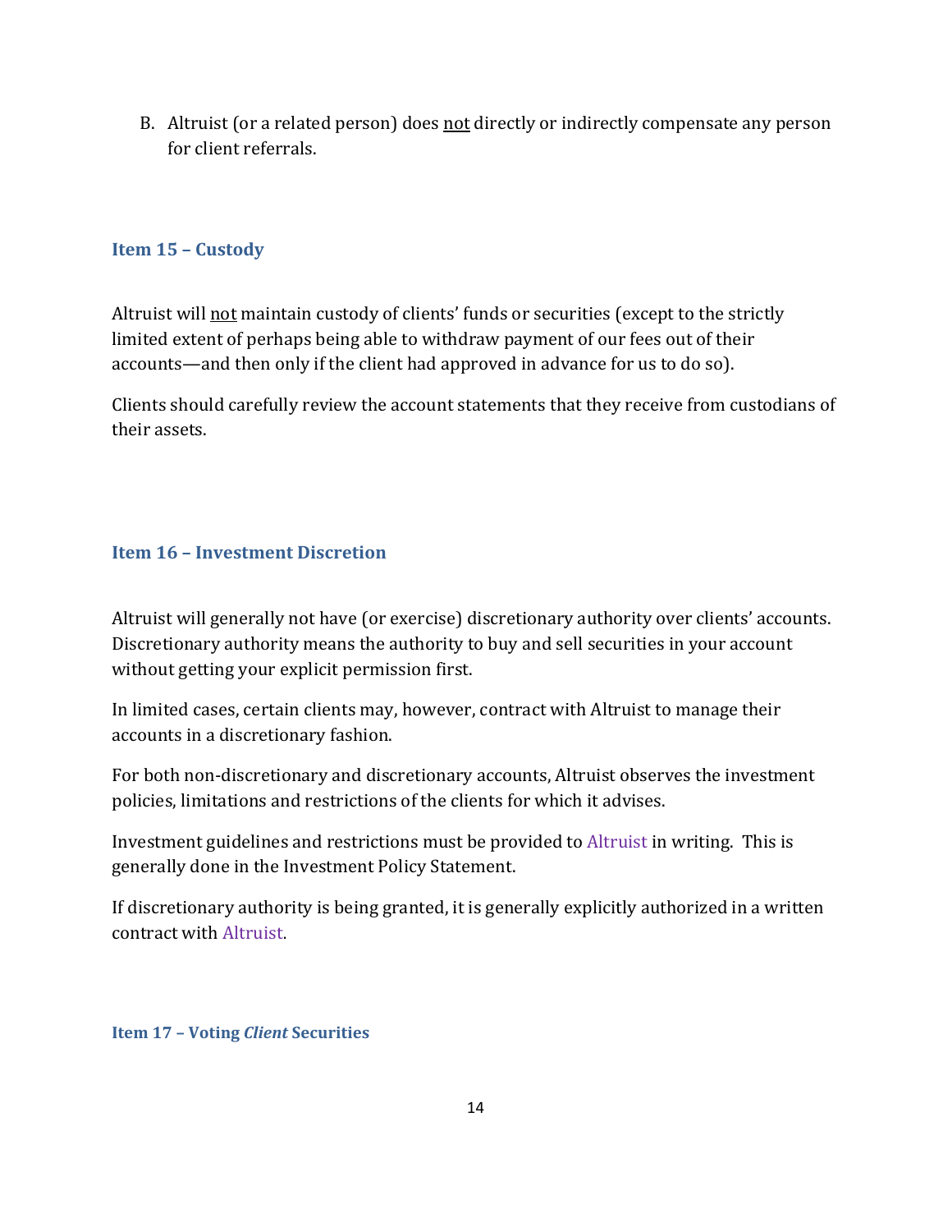B. Altruist (or a related person) does <u>not</u> directly or indirectly compensate any person for client referrals.

## Item 15 – Custody

Altruist will <u>not</u> maintain custody of clients' funds or securities (except to the strictly limited extent of perhaps being able to withdraw payment of our fees out of their accounts—and then only if the client had approved in advance for us to do so).

Clients should carefully review the account statements that they receive from custodians of their assets.

## Item 16 – Investment Discretion

Altruist will generally not have (or exercise) discretionary authority over clients' accounts. Discretionary authority means the authority to buy and sell securities in your account without getting your explicit permission first.

In limited cases, certain clients may, however, contract with Altruist to manage their accounts in a discretionary fashion.

For both non-discretionary and discretionary accounts, Altruist observes the investment policies, limitations and restrictions of the clients for which it advises.

Investment guidelines and restrictions must be provided to Altruist in writing. This is generally done in the Investment Policy Statement.

If discretionary authority is being granted, it is generally explicitly authorized in a written contract with Altruist.

## Item 17 – Voting *Client* Securities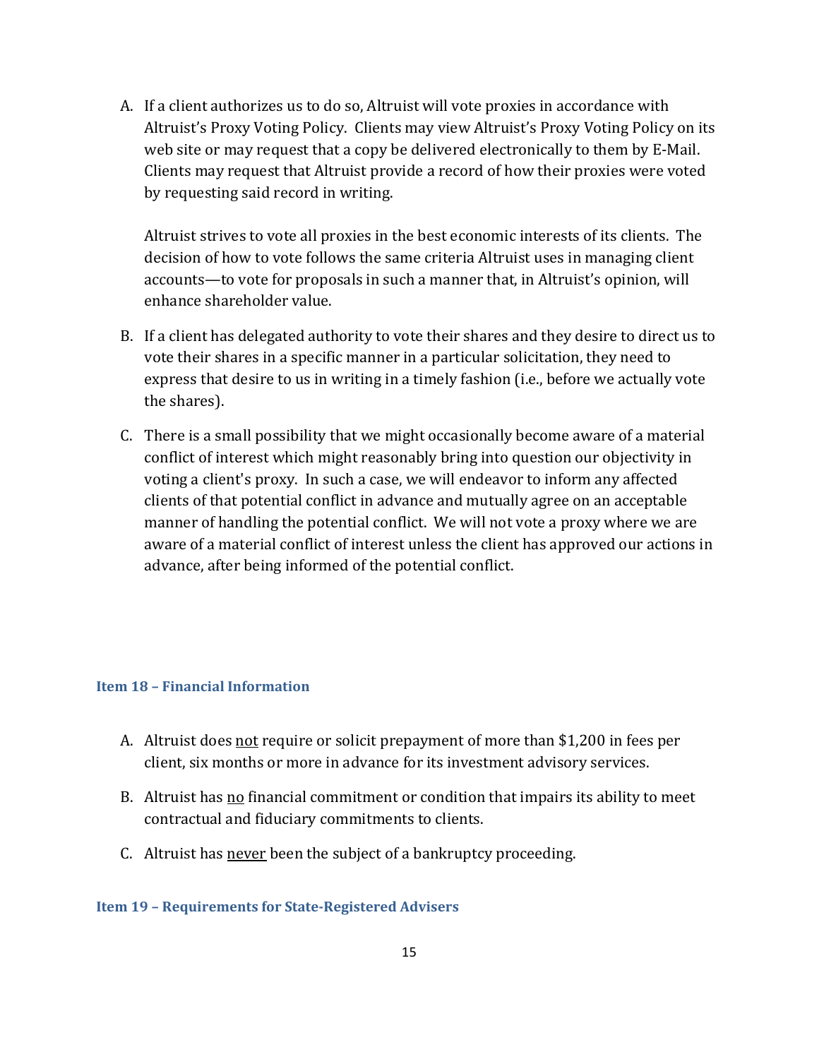A. If a client authorizes us to do so, Altruist will vote proxies in accordance with Altruist's Proxy Voting Policy. Clients may view Altruist's Proxy Voting Policy on its web site or may request that a copy be delivered electronically to them by E-Mail. Clients may request that Altruist provide a record of how their proxies were voted by requesting said record in writing.

   Altruist strives to vote all proxies in the best economic interests of its clients. The decision of how to vote follows the same criteria Altruist uses in managing client accounts—to vote for proposals in such a manner that, in Altruist's opinion, will enhance shareholder value.

B. If a client has delegated authority to vote their shares and they desire to direct us to vote their shares in a specific manner in a particular solicitation, they need to express that desire to us in writing in a timely fashion (i.e., before we actually vote the shares).

C. There is a small possibility that we might occasionally become aware of a material conflict of interest which might reasonably bring into question our objectivity in voting a client's proxy. In such a case, we will endeavor to inform any affected clients of that potential conflict in advance and mutually agree on an acceptable manner of handling the potential conflict. We will not vote a proxy where we are aware of a material conflict of interest unless the client has approved our actions in advance, after being informed of the potential conflict.

### Item 18 – Financial Information

A. Altruist does <u>not</u> require or solicit prepayment of more than $1,200 in fees per client, six months or more in advance for its investment advisory services.

B. Altruist has <u>no</u> financial commitment or condition that impairs its ability to meet contractual and fiduciary commitments to clients.

C. Altruist has <u>never</u> been the subject of a bankruptcy proceeding.

### Item 19 – Requirements for State-Registered Advisers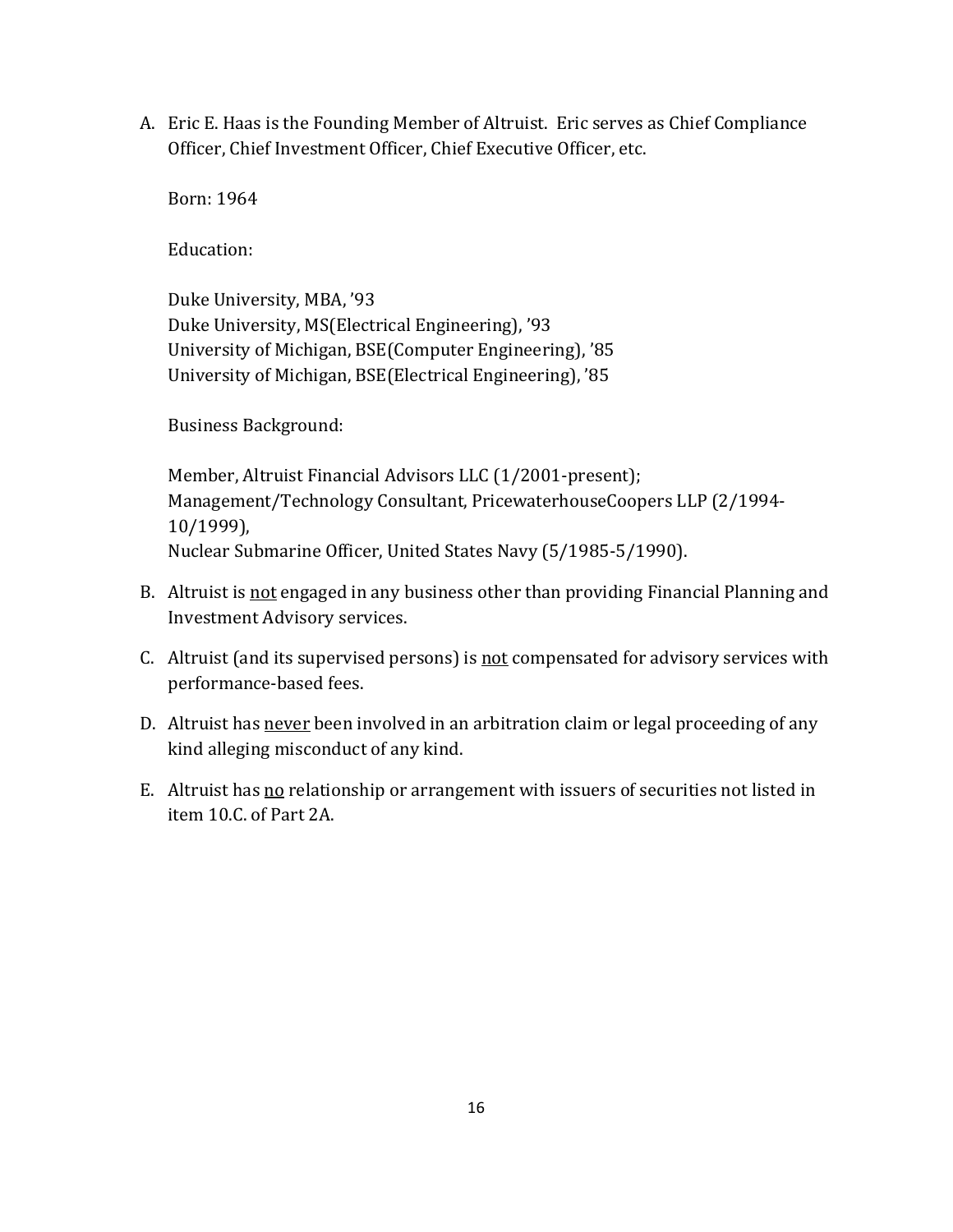A. Eric E. Haas is the Founding Member of Altruist. Eric serves as Chief Compliance Officer, Chief Investment Officer, Chief Executive Officer, etc.

   Born: 1964

   Education:

   Duke University, MBA, '93
   Duke University, MS(Electrical Engineering), '93
   University of Michigan, BSE(Computer Engineering), '85
   University of Michigan, BSE(Electrical Engineering), '85

   Business Background:

   Member, Altruist Financial Advisors LLC (1/2001-present);
   Management/Technology Consultant, PricewaterhouseCoopers LLP (2/1994-10/1999),
   Nuclear Submarine Officer, United States Navy (5/1985-5/1990).

B. Altruist is <u>not</u> engaged in any business other than providing Financial Planning and Investment Advisory services.

C. Altruist (and its supervised persons) is <u>not</u> compensated for advisory services with performance-based fees.

D. Altruist has <u>never</u> been involved in an arbitration claim or legal proceeding of any kind alleging misconduct of any kind.

E. Altruist has <u>no</u> relationship or arrangement with issuers of securities not listed in item 10.C. of Part 2A.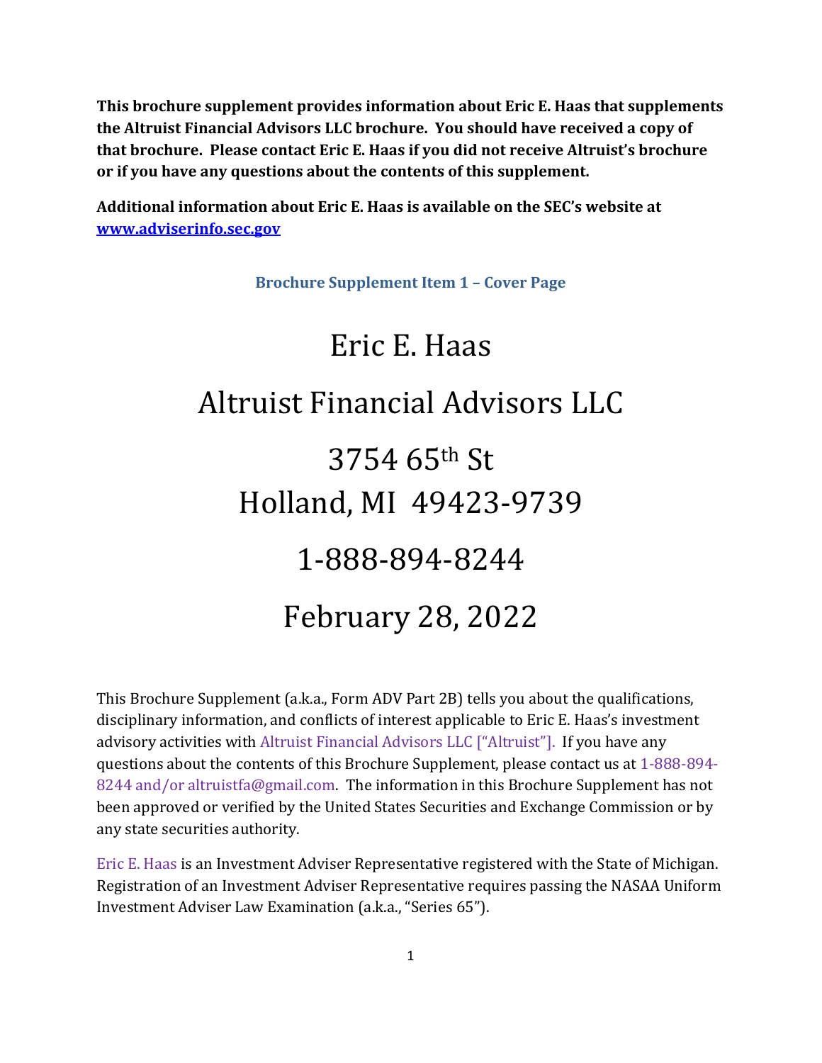**This brochure supplement provides information about Eric E. Haas that supplements the Altruist Financial Advisors LLC brochure. You should have received a copy of that brochure. Please contact Eric E. Haas if you did not receive Altruist's brochure or if you have any questions about the contents of this supplement.**

**Additional information about Eric E. Haas is available on the SEC's website at [www.adviserinfo.sec.gov](http://www.adviserinfo.sec.gov)**

### Brochure Supplement Item 1 – Cover Page

# Eric E. Haas

# Altruist Financial Advisors LLC

# 3754 65th St
# Holland, MI 49423-9739

# 1-888-894-8244

# February 28, 2022

This Brochure Supplement (a.k.a., Form ADV Part 2B) tells you about the qualifications, disciplinary information, and conflicts of interest applicable to Eric E. Haas's investment advisory activities with Altruist Financial Advisors LLC ["Altruist"]. If you have any questions about the contents of this Brochure Supplement, please contact us at 1-888-894-8244 and/or altruistfa@gmail.com. The information in this Brochure Supplement has not been approved or verified by the United States Securities and Exchange Commission or by any state securities authority.

Eric E. Haas is an Investment Adviser Representative registered with the State of Michigan. Registration of an Investment Adviser Representative requires passing the NASAA Uniform Investment Adviser Law Examination (a.k.a., "Series 65").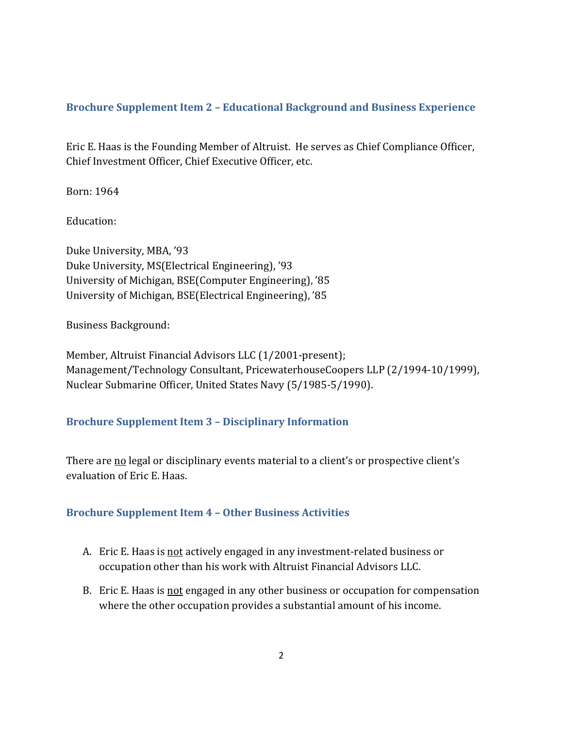## Brochure Supplement Item 2 – Educational Background and Business Experience

Eric E. Haas is the Founding Member of Altruist. He serves as Chief Compliance Officer, Chief Investment Officer, Chief Executive Officer, etc.

Born: 1964

Education:

Duke University, MBA, '93
Duke University, MS(Electrical Engineering), '93
University of Michigan, BSE(Computer Engineering), '85
University of Michigan, BSE(Electrical Engineering), '85

Business Background:

Member, Altruist Financial Advisors LLC (1/2001-present);
Management/Technology Consultant, PricewaterhouseCoopers LLP (2/1994-10/1999),
Nuclear Submarine Officer, United States Navy (5/1985-5/1990).

## Brochure Supplement Item 3 – Disciplinary Information

There are no legal or disciplinary events material to a client's or prospective client's evaluation of Eric E. Haas.

## Brochure Supplement Item 4 – Other Business Activities

A. Eric E. Haas is not actively engaged in any investment-related business or occupation other than his work with Altruist Financial Advisors LLC.

B. Eric E. Haas is not engaged in any other business or occupation for compensation where the other occupation provides a substantial amount of his income.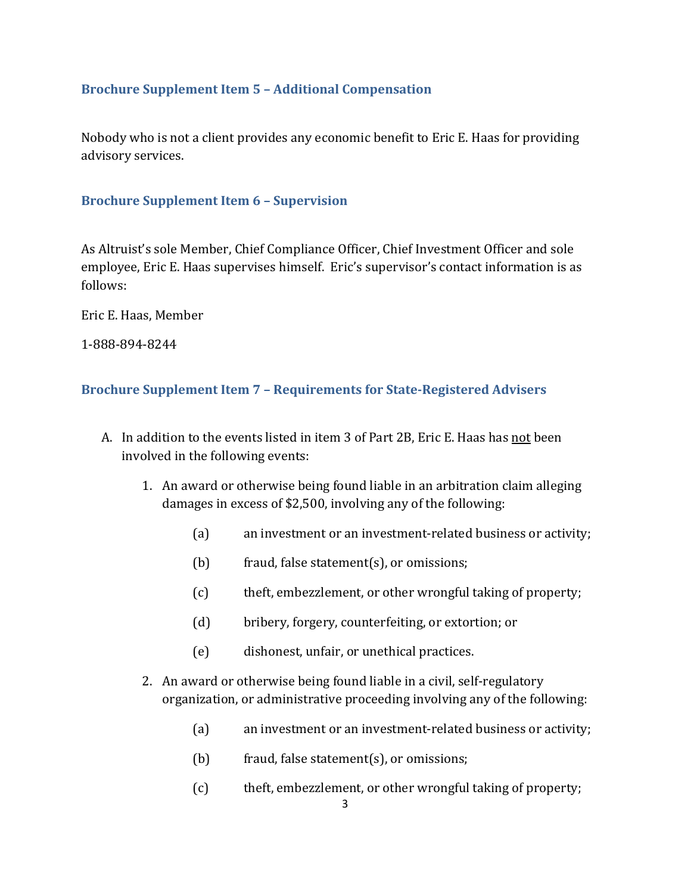### Brochure Supplement Item 5 – Additional Compensation

Nobody who is not a client provides any economic benefit to Eric E. Haas for providing advisory services.

### Brochure Supplement Item 6 – Supervision

As Altruist's sole Member, Chief Compliance Officer, Chief Investment Officer and sole employee, Eric E. Haas supervises himself. Eric's supervisor's contact information is as follows:

Eric E. Haas, Member

1-888-894-8244

### Brochure Supplement Item 7 – Requirements for State-Registered Advisers

A. In addition to the events listed in item 3 of Part 2B, Eric E. Haas has not been involved in the following events:

   1. An award or otherwise being found liable in an arbitration claim alleging damages in excess of $2,500, involving any of the following:

      (a) an investment or an investment-related business or activity;

      (b) fraud, false statement(s), or omissions;

      (c) theft, embezzlement, or other wrongful taking of property;

      (d) bribery, forgery, counterfeiting, or extortion; or

      (e) dishonest, unfair, or unethical practices.

   2. An award or otherwise being found liable in a civil, self-regulatory organization, or administrative proceeding involving any of the following:

      (a) an investment or an investment-related business or activity;

      (b) fraud, false statement(s), or omissions;

      (c) theft, embezzlement, or other wrongful taking of property;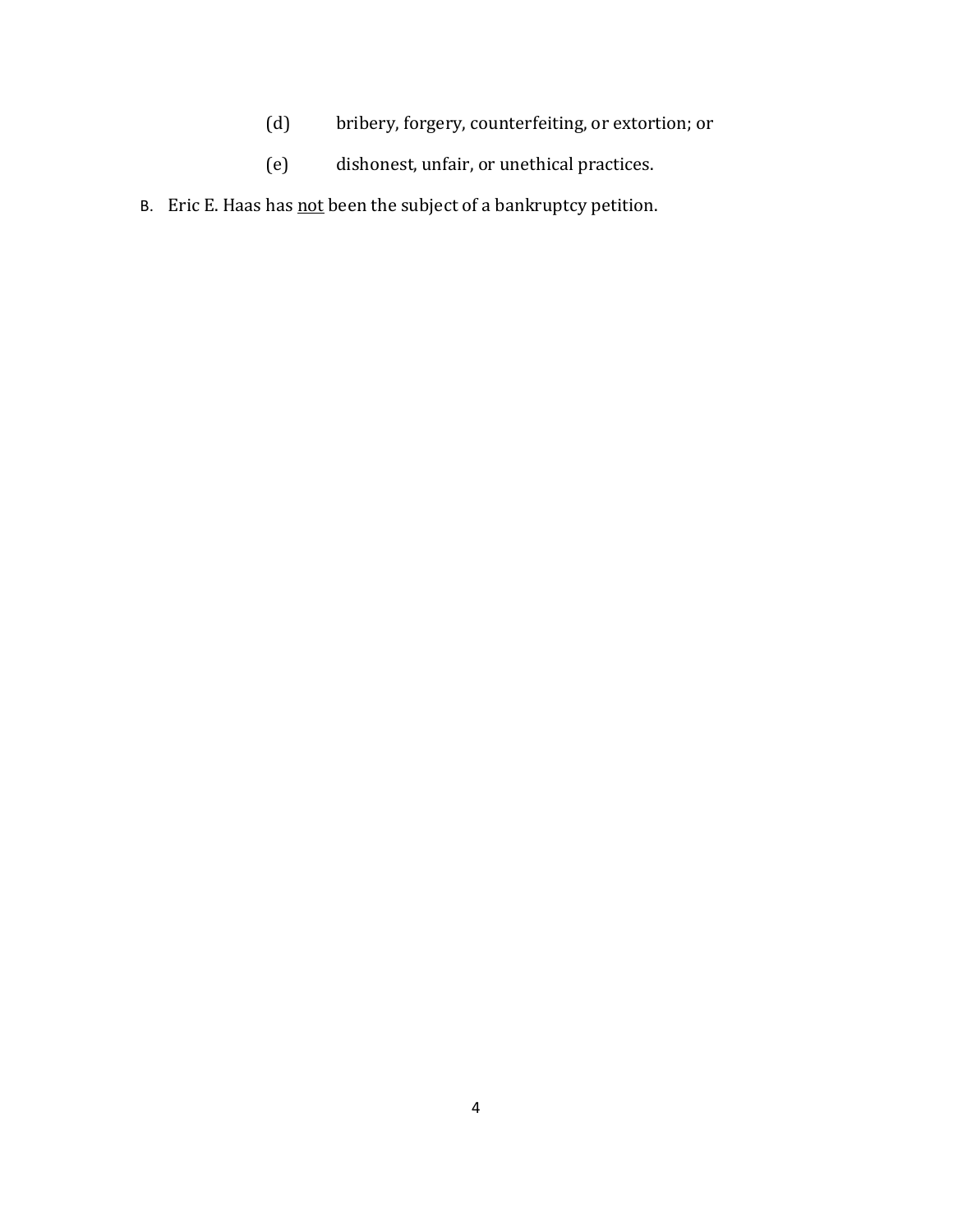(d) bribery, forgery, counterfeiting, or extortion; or

(e) dishonest, unfair, or unethical practices.

B. Eric E. Haas has <u>not</u> been the subject of a bankruptcy petition.